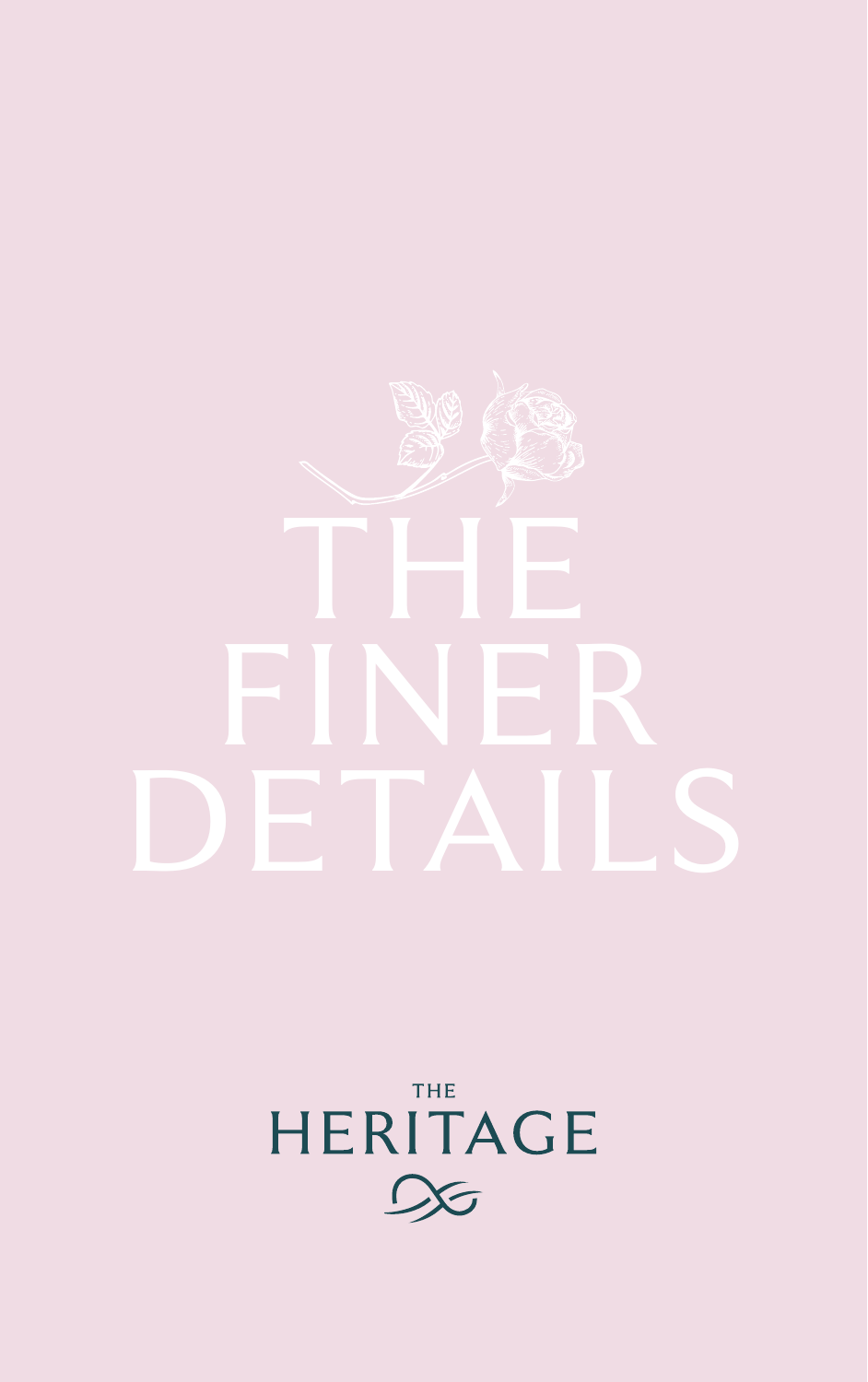# THE FINER DETAILS

THE
HERITAGE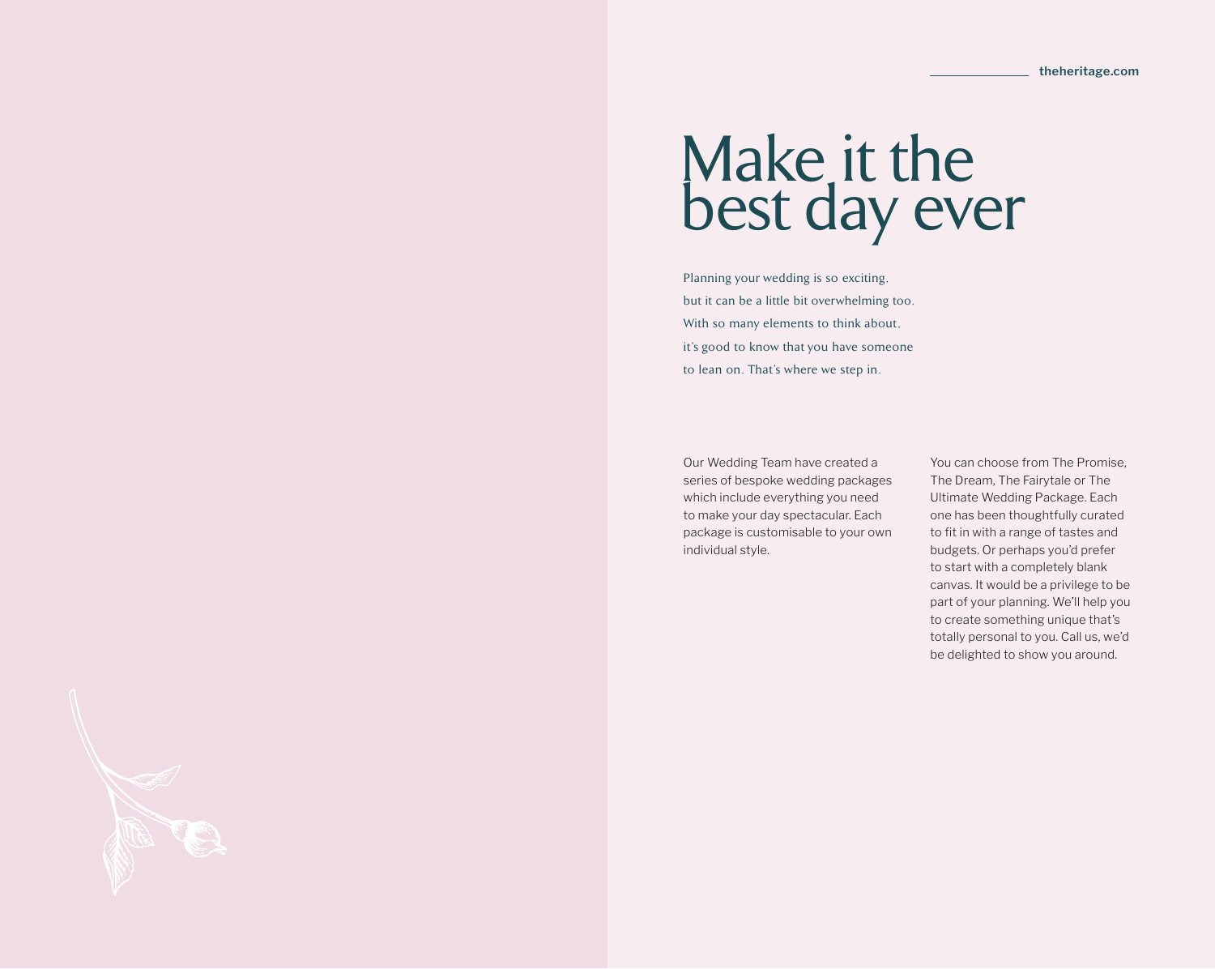# Make it the best day ever

Planning your wedding is so exciting, but it can be a little bit overwhelming too. With so many elements to think about, it's good to know that you have someone to lean on. That's where we step in.

Our Wedding Team have created a series of bespoke wedding packages which include everything you need to make your day spectacular. Each package is customisable to your own individual style.

You can choose from The Promise, The Dream, The Fairytale or The Ultimate Wedding Package. Each one has been thoughtfully curated to fit in with a range of tastes and budgets. Or perhaps you'd prefer to start with a completely blank canvas. It would be a privilege to be part of your planning. We'll help you to create something unique that's totally personal to you. Call us, we'd be delighted to show you around.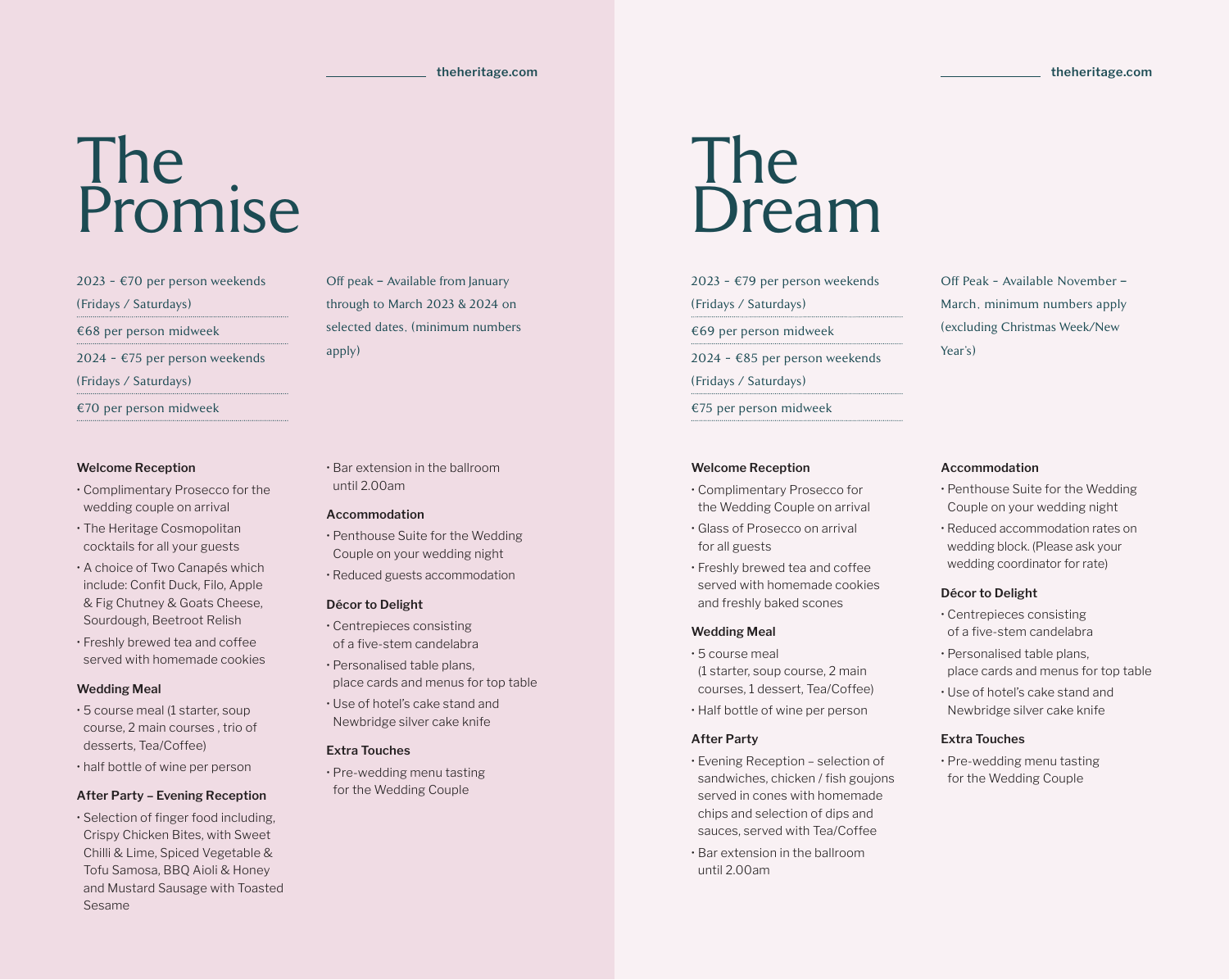# The Promise

2023 - €70 per person weekends (Fridays / Saturdays)

€68 per person midweek

2024 - €75 per person weekends (Fridays / Saturdays)

€70 per person midweek

Off peak – Available from January through to March 2023 & 2024 on selected dates. (minimum numbers apply)

**Welcome Reception**

- Complimentary Prosecco for the wedding couple on arrival
- The Heritage Cosmopolitan cocktails for all your guests
- A choice of Two Canapés which include: Confit Duck, Filo, Apple & Fig Chutney & Goats Cheese, Sourdough, Beetroot Relish
- Freshly brewed tea and coffee served with homemade cookies

**Wedding Meal**

- 5 course meal (1 starter, soup course, 2 main courses , trio of desserts, Tea/Coffee)
- half bottle of wine per person

**After Party – Evening Reception**

- Selection of finger food including, Crispy Chicken Bites, with Sweet Chilli & Lime, Spiced Vegetable & Tofu Samosa, BBQ Aioli & Honey and Mustard Sausage with Toasted Sesame
- Bar extension in the ballroom until 2.00am

**Accommodation**

- Penthouse Suite for the Wedding Couple on your wedding night
- Reduced guests accommodation

**Décor to Delight**

- Centrepieces consisting of a five-stem candelabra
- Personalised table plans, place cards and menus for top table
- Use of hotel's cake stand and Newbridge silver cake knife

**Extra Touches**

- Pre-wedding menu tasting for the Wedding Couple

# The Dream

2023 - €79 per person weekends (Fridays / Saturdays)

€69 per person midweek

2024 - €85 per person weekends (Fridays / Saturdays)

€75 per person midweek

Off Peak - Available November – March, minimum numbers apply (excluding Christmas Week/New Year's)

**Welcome Reception**

- Complimentary Prosecco for the Wedding Couple on arrival
- Glass of Prosecco on arrival for all guests
- Freshly brewed tea and coffee served with homemade cookies and freshly baked scones

**Wedding Meal**

- 5 course meal (1 starter, soup course, 2 main courses, 1 dessert, Tea/Coffee)
- Half bottle of wine per person

**After Party**

- Evening Reception – selection of sandwiches, chicken / fish goujons served in cones with homemade chips and selection of dips and sauces, served with Tea/Coffee
- Bar extension in the ballroom until 2.00am

**Accommodation**

- Penthouse Suite for the Wedding Couple on your wedding night
- Reduced accommodation rates on wedding block. (Please ask your wedding coordinator for rate)

**Décor to Delight**

- Centrepieces consisting of a five-stem candelabra
- Personalised table plans, place cards and menus for top table
- Use of hotel's cake stand and Newbridge silver cake knife

**Extra Touches**

- Pre-wedding menu tasting for the Wedding Couple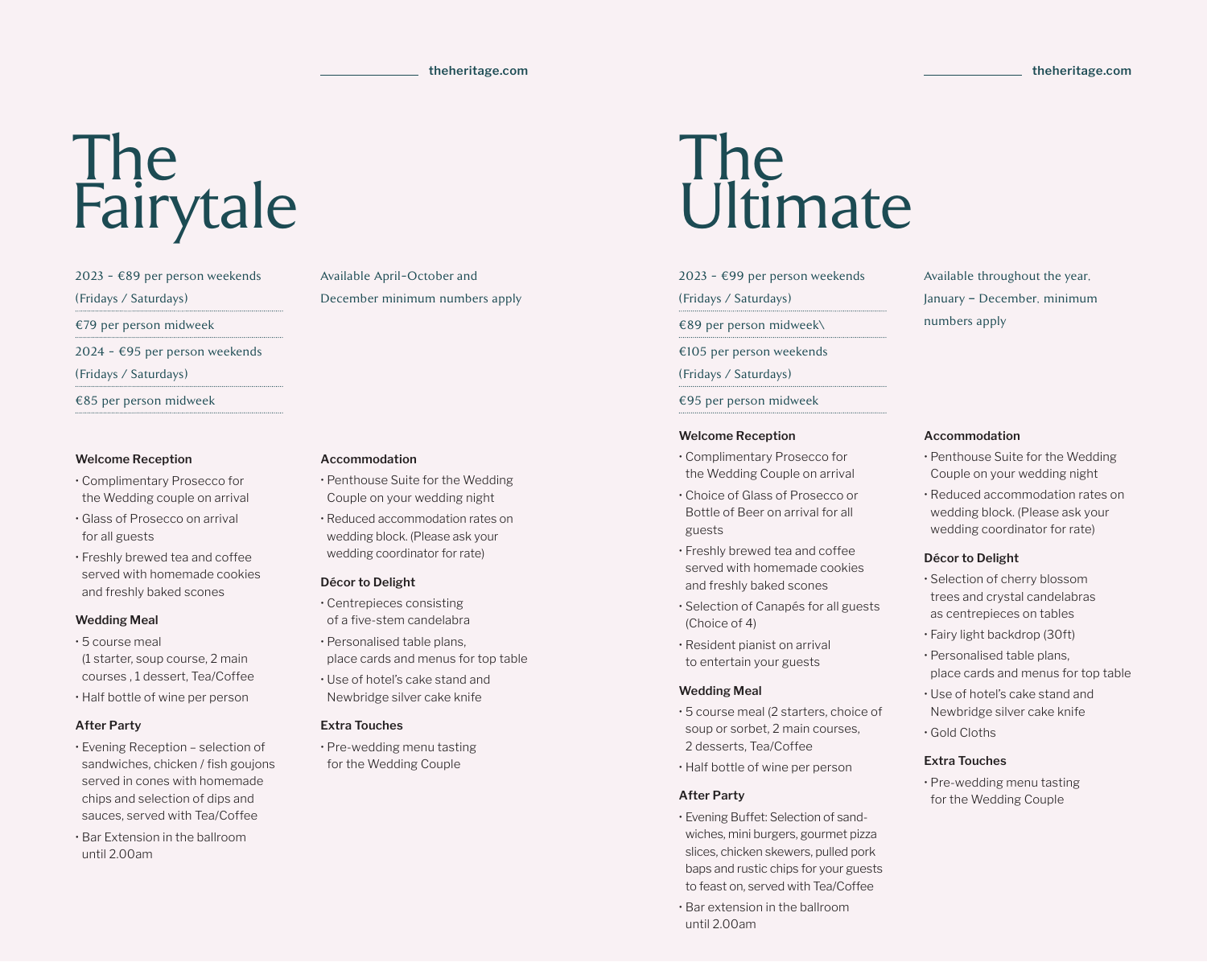# The Fairytale

2023 - €89 per person weekends (Fridays / Saturdays)

€79 per person midweek

2024 - €95 per person weekends (Fridays / Saturdays)

€85 per person midweek

Available April–October and December minimum numbers apply

### Welcome Reception

- Complimentary Prosecco for the Wedding couple on arrival
- Glass of Prosecco on arrival for all guests
- Freshly brewed tea and coffee served with homemade cookies and freshly baked scones

### Wedding Meal

- 5 course meal (1 starter, soup course, 2 main courses , 1 dessert, Tea/Coffee
- Half bottle of wine per person

### After Party

- Evening Reception – selection of sandwiches, chicken / fish goujons served in cones with homemade chips and selection of dips and sauces, served with Tea/Coffee
- Bar Extension in the ballroom until 2.00am

### Accommodation

- Penthouse Suite for the Wedding Couple on your wedding night
- Reduced accommodation rates on wedding block. (Please ask your wedding coordinator for rate)

### Décor to Delight

- Centrepieces consisting of a five-stem candelabra
- Personalised table plans, place cards and menus for top table
- Use of hotel's cake stand and Newbridge silver cake knife

### Extra Touches

- Pre-wedding menu tasting for the Wedding Couple

# The Ultimate

2023 - €99 per person weekends (Fridays / Saturdays)

€89 per person midweek\

€105 per person weekends (Fridays / Saturdays)

€95 per person midweek

Available throughout the year. January – December. minimum numbers apply

### Welcome Reception

- Complimentary Prosecco for the Wedding Couple on arrival
- Choice of Glass of Prosecco or Bottle of Beer on arrival for all guests
- Freshly brewed tea and coffee served with homemade cookies and freshly baked scones
- Selection of Canapés for all guests (Choice of 4)
- Resident pianist on arrival to entertain your guests

### Wedding Meal

- 5 course meal (2 starters, choice of soup or sorbet, 2 main courses, 2 desserts, Tea/Coffee
- Half bottle of wine per person

### After Party

- Evening Buffet: Selection of sandwiches, mini burgers, gourmet pizza slices, chicken skewers, pulled pork baps and rustic chips for your guests to feast on, served with Tea/Coffee
- Bar extension in the ballroom until 2.00am

### Accommodation

- Penthouse Suite for the Wedding Couple on your wedding night
- Reduced accommodation rates on wedding block. (Please ask your wedding coordinator for rate)

### Décor to Delight

- Selection of cherry blossom trees and crystal candelabras as centrepieces on tables
- Fairy light backdrop (30ft)
- Personalised table plans, place cards and menus for top table
- Use of hotel's cake stand and Newbridge silver cake knife
- Gold Cloths

### Extra Touches

- Pre-wedding menu tasting for the Wedding Couple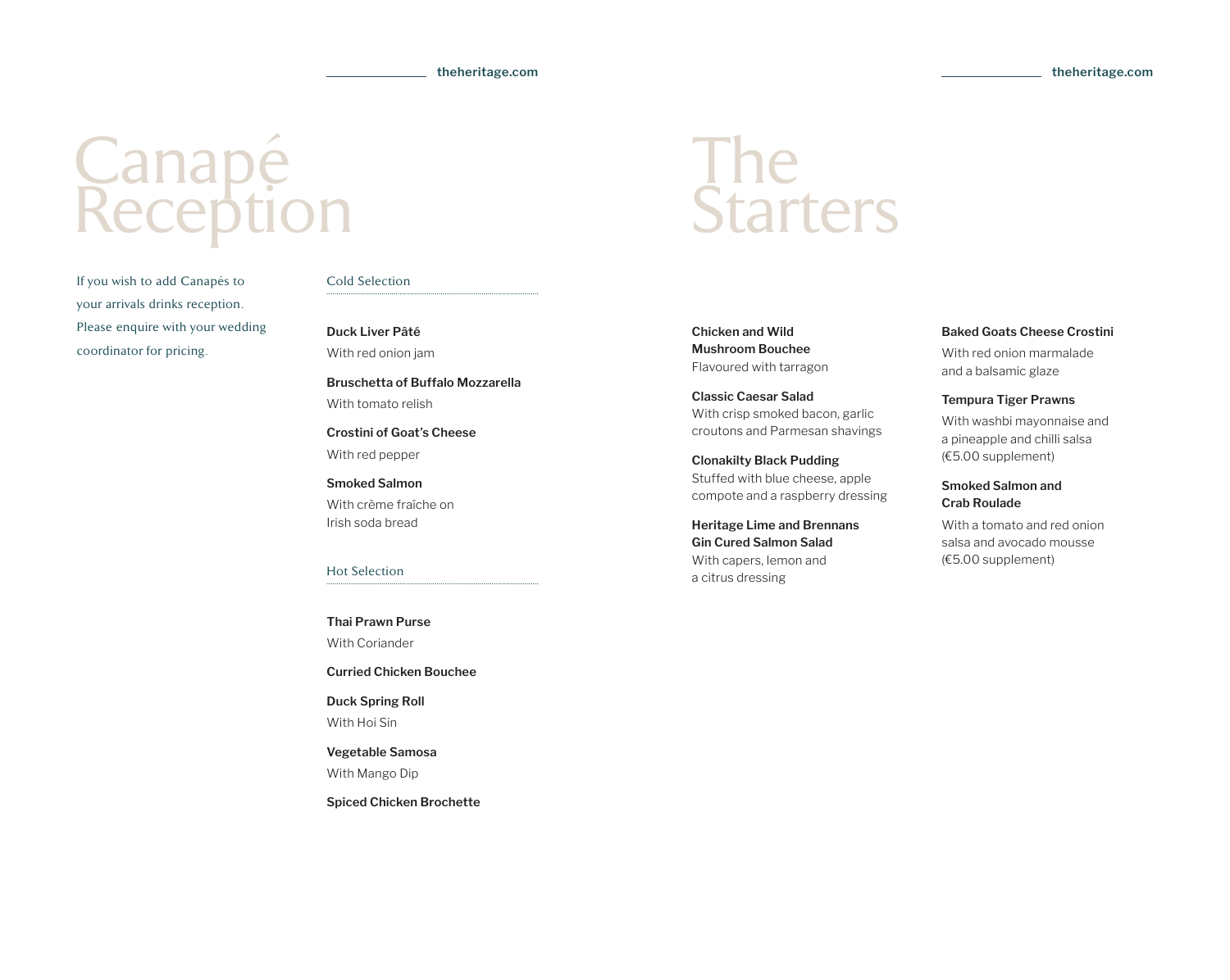# Canapé Reception

If you wish to add Canapés to your arrivals drinks reception. Please enquire with your wedding coordinator for pricing.

## Cold Selection

**Duck Liver Pâté**
With red onion jam

**Bruschetta of Buffalo Mozzarella**
With tomato relish

**Crostini of Goat's Cheese**
With red pepper

**Smoked Salmon**
With crème fraîche on Irish soda bread

## Hot Selection

**Thai Prawn Purse**
With Coriander

**Curried Chicken Bouchee**

**Duck Spring Roll**
With Hoi Sin

**Vegetable Samosa**
With Mango Dip

**Spiced Chicken Brochette**

# The Starters

**Chicken and Wild Mushroom Bouchee**
Flavoured with tarragon

**Classic Caesar Salad**
With crisp smoked bacon, garlic croutons and Parmesan shavings

**Clonakilty Black Pudding**
Stuffed with blue cheese, apple compote and a raspberry dressing

**Heritage Lime and Brennans Gin Cured Salmon Salad**
With capers, lemon and a citrus dressing

**Baked Goats Cheese Crostini**
With red onion marmalade and a balsamic glaze

**Tempura Tiger Prawns**
With washbi mayonnaise and a pineapple and chilli salsa (€5.00 supplement)

**Smoked Salmon and Crab Roulade**
With a tomato and red onion salsa and avocado mousse (€5.00 supplement)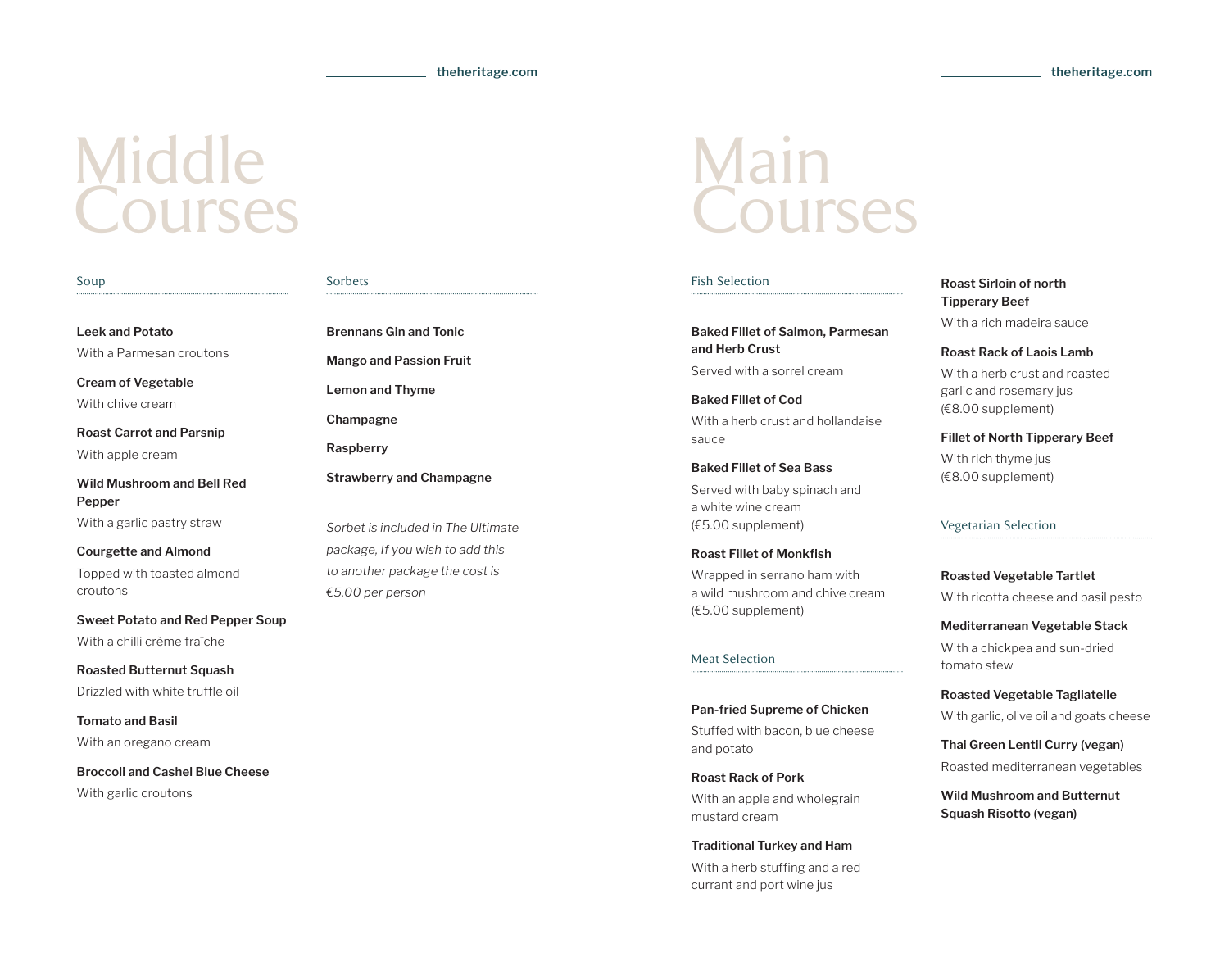# Middle Courses

## Soup

**Leek and Potato**
With a Parmesan croutons

**Cream of Vegetable**
With chive cream

**Roast Carrot and Parsnip**
With apple cream

**Wild Mushroom and Bell Red Pepper**
With a garlic pastry straw

**Courgette and Almond**
Topped with toasted almond croutons

**Sweet Potato and Red Pepper Soup**
With a chilli crème fraîche

**Roasted Butternut Squash**
Drizzled with white truffle oil

**Tomato and Basil**
With an oregano cream

**Broccoli and Cashel Blue Cheese**
With garlic croutons

## Sorbets

**Brennans Gin and Tonic**

**Mango and Passion Fruit**

**Lemon and Thyme**

**Champagne**

**Raspberry**

**Strawberry and Champagne**

*Sorbet is included in The Ultimate package, If you wish to add this to another package the cost is €5.00 per person*

# Main Courses

## Fish Selection

**Baked Fillet of Salmon, Parmesan and Herb Crust**
Served with a sorrel cream

**Baked Fillet of Cod**
With a herb crust and hollandaise sauce

**Baked Fillet of Sea Bass**
Served with baby spinach and a white wine cream
(€5.00 supplement)

**Roast Fillet of Monkfish**
Wrapped in serrano ham with a wild mushroom and chive cream
(€5.00 supplement)

## Meat Selection

**Pan-fried Supreme of Chicken**
Stuffed with bacon, blue cheese and potato

**Roast Rack of Pork**
With an apple and wholegrain mustard cream

**Traditional Turkey and Ham**
With a herb stuffing and a red currant and port wine jus

**Roast Sirloin of north Tipperary Beef**
With a rich madeira sauce

**Roast Rack of Laois Lamb**
With a herb crust and roasted garlic and rosemary jus
(€8.00 supplement)

**Fillet of North Tipperary Beef**
With rich thyme jus
(€8.00 supplement)

## Vegetarian Selection

**Roasted Vegetable Tartlet**
With ricotta cheese and basil pesto

**Mediterranean Vegetable Stack**
With a chickpea and sun-dried tomato stew

**Roasted Vegetable Tagliatelle**
With garlic, olive oil and goats cheese

**Thai Green Lentil Curry (vegan)**
Roasted mediterranean vegetables

**Wild Mushroom and Butternut Squash Risotto (vegan)**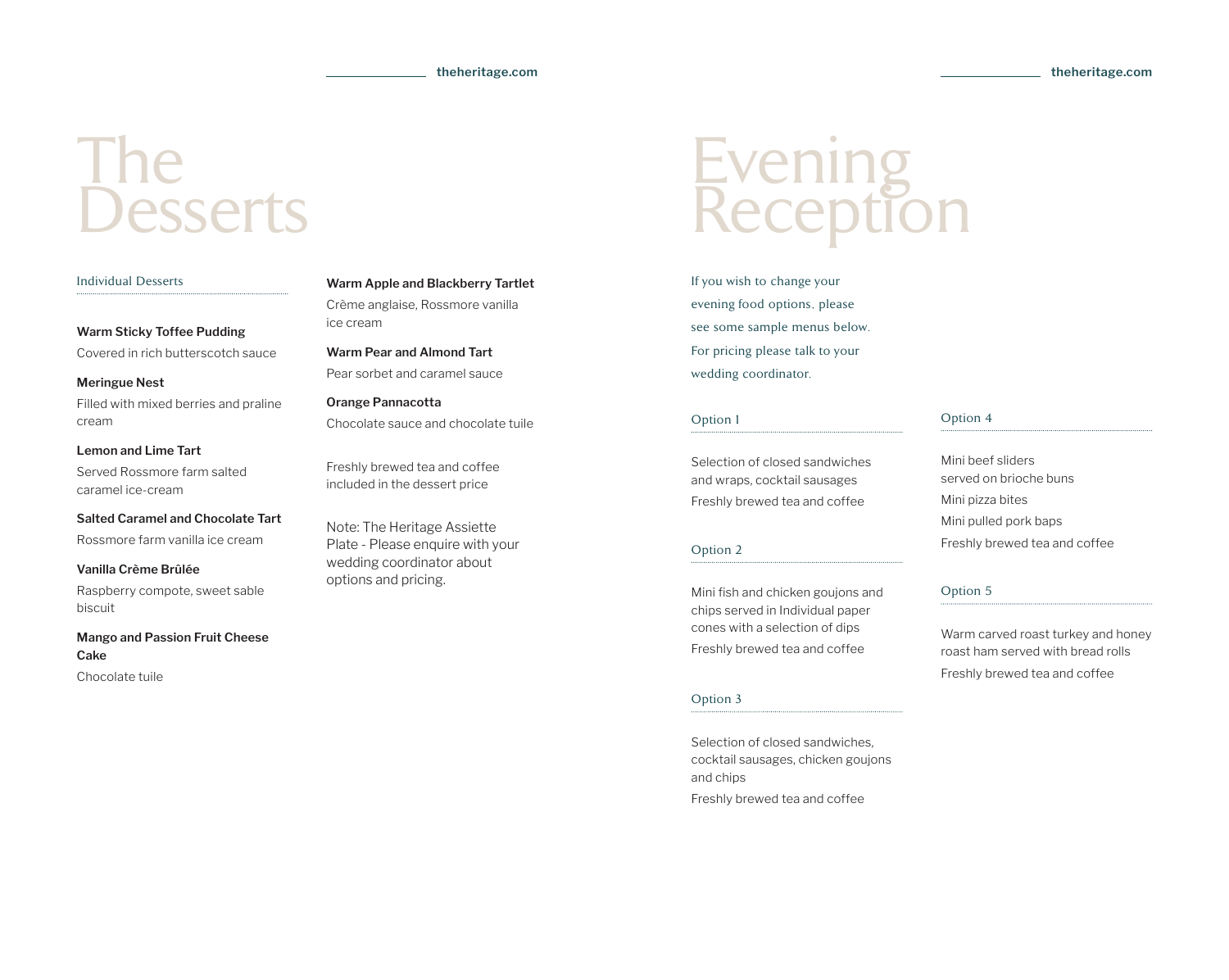# The Desserts

## Individual Desserts

**Warm Sticky Toffee Pudding**
Covered in rich butterscotch sauce

**Meringue Nest**
Filled with mixed berries and praline cream

**Lemon and Lime Tart**
Served Rossmore farm salted caramel ice-cream

**Salted Caramel and Chocolate Tart**
Rossmore farm vanilla ice cream

**Vanilla Crème Brûlée**
Raspberry compote, sweet sable biscuit

**Mango and Passion Fruit Cheese Cake**
Chocolate tuile

**Warm Apple and Blackberry Tartlet**
Crème anglaise, Rossmore vanilla ice cream

**Warm Pear and Almond Tart**
Pear sorbet and caramel sauce

**Orange Pannacotta**
Chocolate sauce and chocolate tuile

Freshly brewed tea and coffee included in the dessert price

Note: The Heritage Assiette Plate - Please enquire with your wedding coordinator about options and pricing.

# Evening Reception

If you wish to change your evening food options, please see some sample menus below. For pricing please talk to your wedding coordinator.

## Option 1

Selection of closed sandwiches and wraps, cocktail sausages

Freshly brewed tea and coffee

## Option 2

Mini fish and chicken goujons and chips served in Individual paper cones with a selection of dips

Freshly brewed tea and coffee

## Option 3

Selection of closed sandwiches, cocktail sausages, chicken goujons and chips

Freshly brewed tea and coffee

## Option 4

Mini beef sliders served on brioche buns

Mini pizza bites

Mini pulled pork baps

Freshly brewed tea and coffee

## Option 5

Warm carved roast turkey and honey roast ham served with bread rolls

Freshly brewed tea and coffee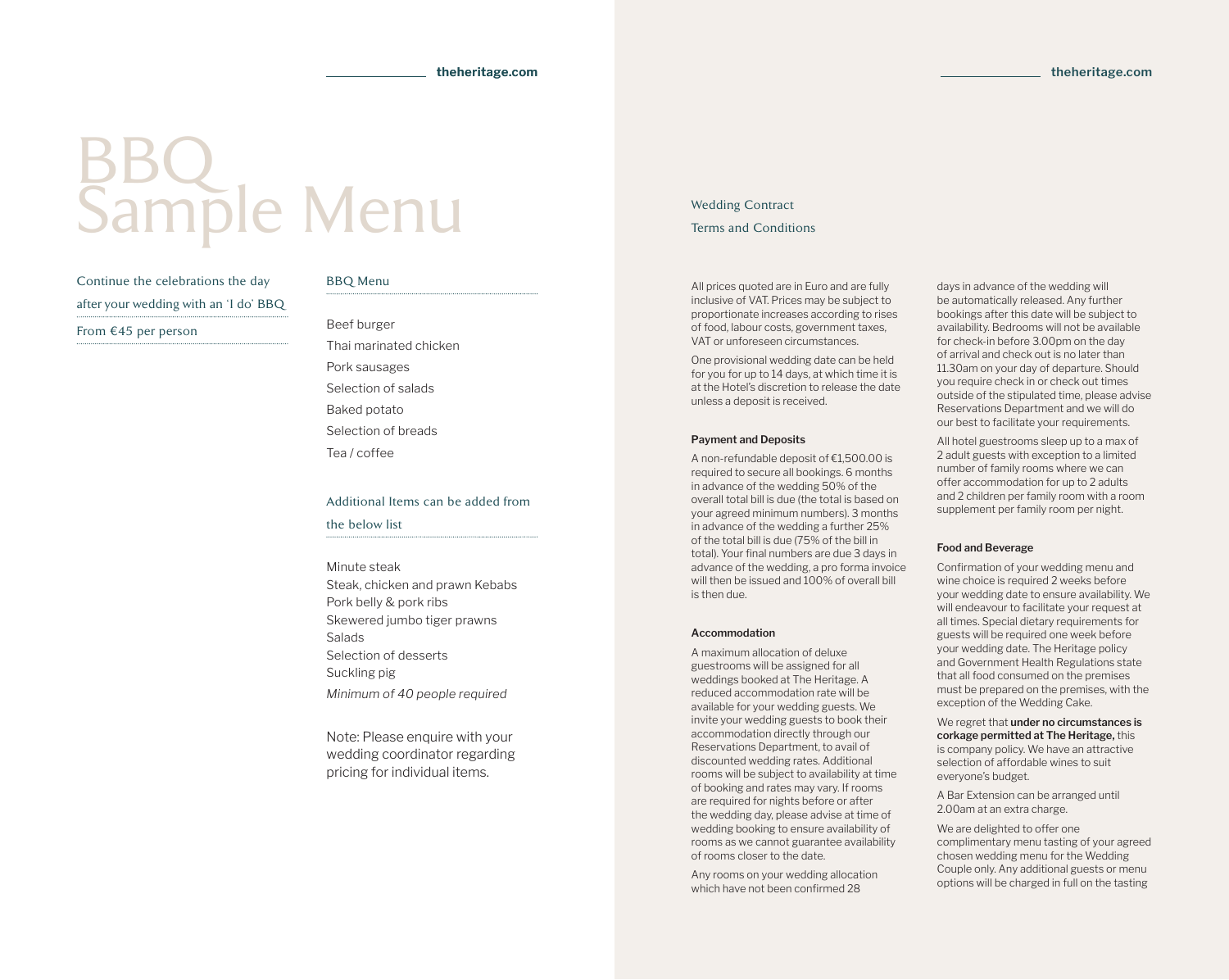# BBQ Sample Menu

Continue the celebrations the day after your wedding with an 'I do' BBQ

From €45 per person

## BBQ Menu

Beef burger
Thai marinated chicken
Pork sausages
Selection of salads
Baked potato
Selection of breads
Tea / coffee

## Additional Items can be added from the below list

Minute steak
Steak, chicken and prawn Kebabs
Pork belly & pork ribs
Skewered jumbo tiger prawns
Salads
Selection of desserts
Suckling pig

*Minimum of 40 people required*

Note: Please enquire with your wedding coordinator regarding pricing for individual items.

## Wedding Contract Terms and Conditions

All prices quoted are in Euro and are fully inclusive of VAT. Prices may be subject to proportionate increases according to rises of food, labour costs, government taxes, VAT or unforeseen circumstances.

One provisional wedding date can be held for you for up to 14 days, at which time it is at the Hotel's discretion to release the date unless a deposit is received.

### Payment and Deposits

A non-refundable deposit of €1,500.00 is required to secure all bookings. 6 months in advance of the wedding 50% of the overall total bill is due (the total is based on your agreed minimum numbers). 3 months in advance of the wedding a further 25% of the total bill is due (75% of the bill in total). Your final numbers are due 3 days in advance of the wedding, a pro forma invoice will then be issued and 100% of overall bill is then due.

### Accommodation

A maximum allocation of deluxe guestrooms will be assigned for all weddings booked at The Heritage. A reduced accommodation rate will be available for your wedding guests. We invite your wedding guests to book their accommodation directly through our Reservations Department, to avail of discounted wedding rates. Additional rooms will be subject to availability at time of booking and rates may vary. If rooms are required for nights before or after the wedding day, please advise at time of wedding booking to ensure availability of rooms as we cannot guarantee availability of rooms closer to the date.

Any rooms on your wedding allocation which have not been confirmed 28 days in advance of the wedding will be automatically released. Any further bookings after this date will be subject to availability. Bedrooms will not be available for check-in before 3.00pm on the day of arrival and check out is no later than 11.30am on your day of departure. Should you require check in or check out times outside of the stipulated time, please advise Reservations Department and we will do our best to facilitate your requirements.

All hotel guestrooms sleep up to a max of 2 adult guests with exception to a limited number of family rooms where we can offer accommodation for up to 2 adults and 2 children per family room with a room supplement per family room per night.

### Food and Beverage

Confirmation of your wedding menu and wine choice is required 2 weeks before your wedding date to ensure availability. We will endeavour to facilitate your request at all times. Special dietary requirements for guests will be required one week before your wedding date. The Heritage policy and Government Health Regulations state that all food consumed on the premises must be prepared on the premises, with the exception of the Wedding Cake.

We regret that **under no circumstances is corkage permitted at The Heritage,** this is company policy. We have an attractive selection of affordable wines to suit everyone's budget.

A Bar Extension can be arranged until 2.00am at an extra charge.

We are delighted to offer one complimentary menu tasting of your agreed chosen wedding menu for the Wedding Couple only. Any additional guests or menu options will be charged in full on the tasting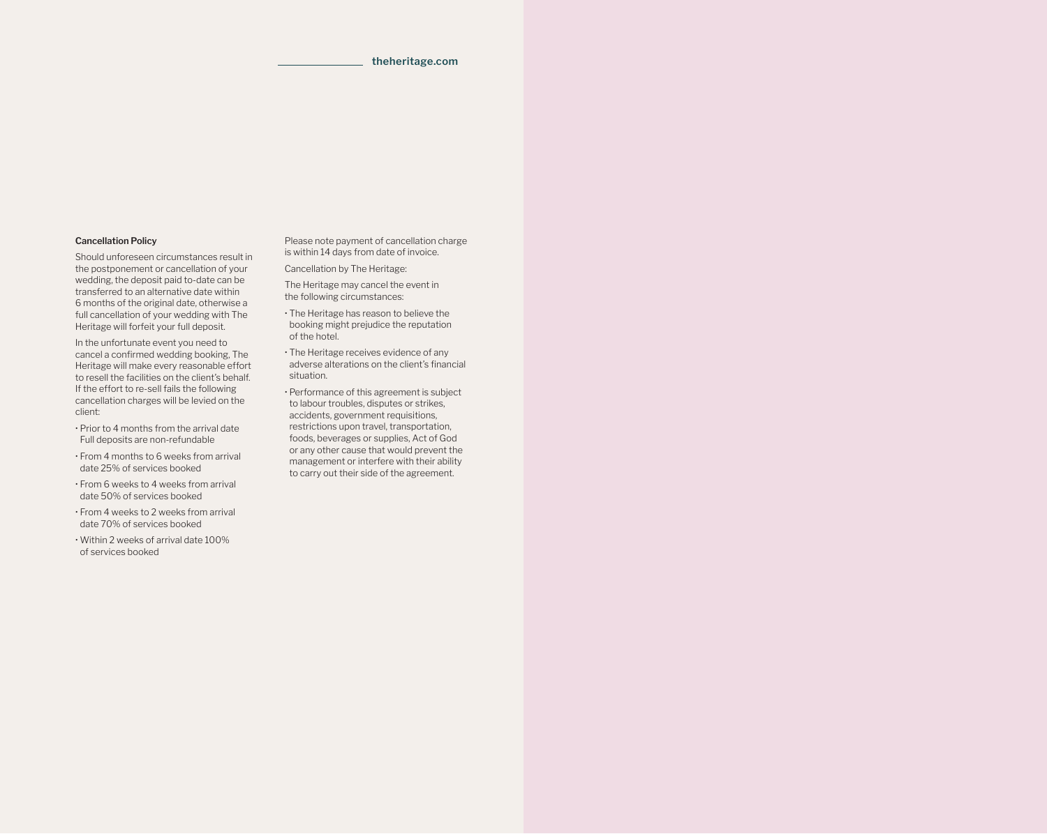**Cancellation Policy**

Should unforeseen circumstances result in the postponement or cancellation of your wedding, the deposit paid to-date can be transferred to an alternative date within 6 months of the original date, otherwise a full cancellation of your wedding with The Heritage will forfeit your full deposit.

In the unfortunate event you need to cancel a confirmed wedding booking, The Heritage will make every reasonable effort to resell the facilities on the client's behalf. If the effort to re-sell fails the following cancellation charges will be levied on the client:

- Prior to 4 months from the arrival date Full deposits are non-refundable
- From 4 months to 6 weeks from arrival date 25% of services booked
- From 6 weeks to 4 weeks from arrival date 50% of services booked
- From 4 weeks to 2 weeks from arrival date 70% of services booked
- Within 2 weeks of arrival date 100% of services booked

Please note payment of cancellation charge is within 14 days from date of invoice.

Cancellation by The Heritage:

The Heritage may cancel the event in the following circumstances:

- The Heritage has reason to believe the booking might prejudice the reputation of the hotel.
- The Heritage receives evidence of any adverse alterations on the client's financial situation.
- Performance of this agreement is subject to labour troubles, disputes or strikes, accidents, government requisitions, restrictions upon travel, transportation, foods, beverages or supplies, Act of God or any other cause that would prevent the management or interfere with their ability to carry out their side of the agreement.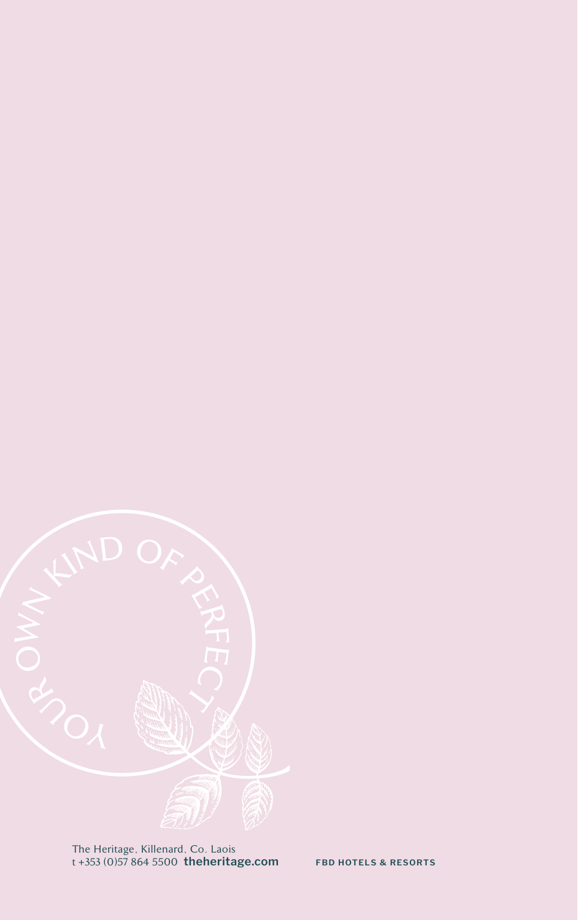YOUR OWN KIND OF PERFECT

The Heritage, Killenard, Co. Laois
t +353 (0)57 864 5500 **theheritage.com**

**FBD HOTELS & RESORTS**